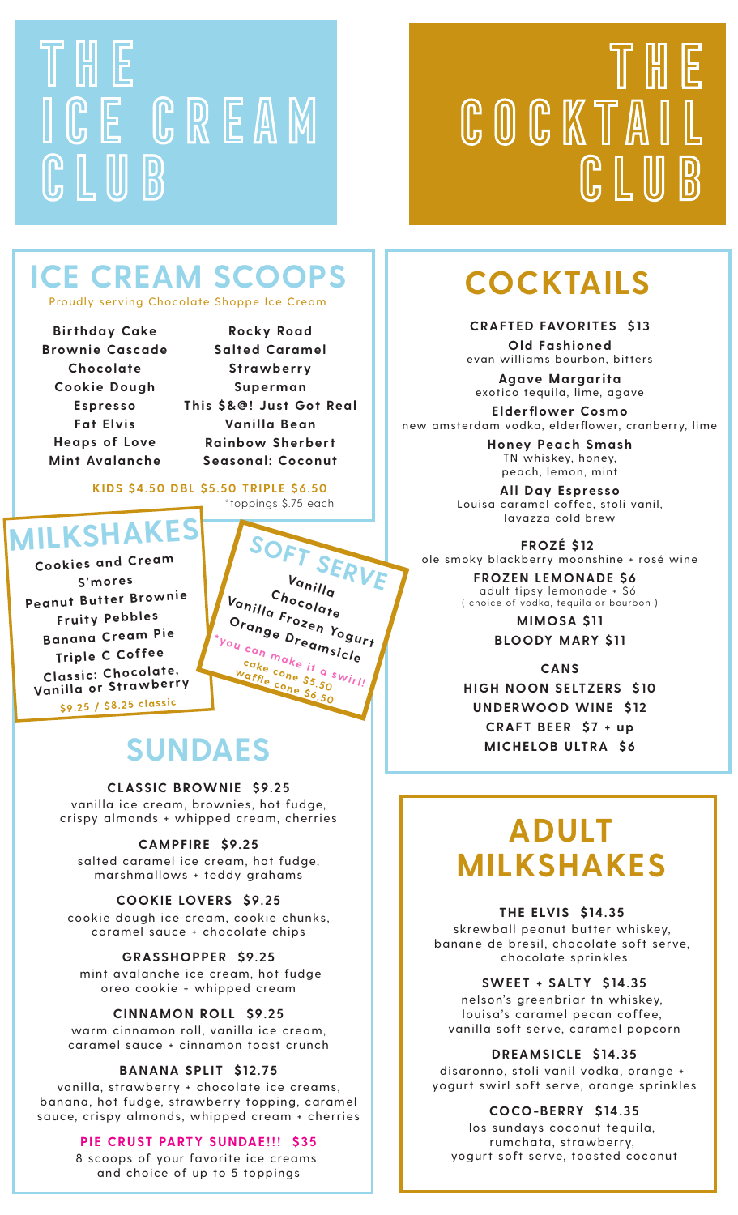# THE ICE CREAM CLUB

# THE COCKTAIL CLUB

## ICE CREAM SCOOPS

Proudly serving Chocolate Shoppe Ice Cream

Birthday Cake
Brownie Cascade
Chocolate
Cookie Dough
Espresso
Fat Elvis
Heaps of Love
Mint Avalanche
Rocky Road
Salted Caramel
Strawberry
Superman
This $&@! Just Got Real
Vanilla Bean
Rainbow Sherbert
Seasonal: Coconut

**KIDS $4.50 DBL $5.50 TRIPLE $6.50**

*toppings $.75 each

## MILKSHAKES

Cookies and Cream
S'mores
Peanut Butter Brownie
Fruity Pebbles
Banana Cream Pie
Triple C Coffee
Classic: Chocolate, Vanilla or Strawberry

**$9.25 / $8.25 classic**

## SOFT SERVE

Vanilla
Chocolate
Vanilla Frozen Yogurt
Orange Dreamsicle

*you can make it a swirl!

cake cone $5.50
waffle cone $6.50

## SUNDAES

**CLASSIC BROWNIE $9.25**
vanilla ice cream, brownies, hot fudge, crispy almonds + whipped cream, cherries

**CAMPFIRE $9.25**
salted caramel ice cream, hot fudge, marshmallows + teddy grahams

**COOKIE LOVERS $9.25**
cookie dough ice cream, cookie chunks, caramel sauce + chocolate chips

**GRASSHOPPER $9.25**
mint avalanche ice cream, hot fudge oreo cookie + whipped cream

**CINNAMON ROLL $9.25**
warm cinnamon roll, vanilla ice cream, caramel sauce + cinnamon toast crunch

**BANANA SPLIT $12.75**
vanilla, strawberry + chocolate ice creams, banana, hot fudge, strawberry topping, caramel sauce, crispy almonds, whipped cream + cherries

**PIE CRUST PARTY SUNDAE!!! $35**
8 scoops of your favorite ice creams and choice of up to 5 toppings

## COCKTAILS

**CRAFTED FAVORITES $13**

**Old Fashioned**
evan williams bourbon, bitters

**Agave Margarita**
exotico tequila, lime, agave

**Elderflower Cosmo**
new amsterdam vodka, elderflower, cranberry, lime

**Honey Peach Smash**
TN whiskey, honey, peach, lemon, mint

**All Day Espresso**
Louisa caramel coffee, stoli vanil, lavazza cold brew

**FROZÉ $12**
ole smoky blackberry moonshine + rosé wine

**FROZEN LEMONADE $6**
adult tipsy lemonade + $6
( choice of vodka, tequila or bourbon )

**MIMOSA $11**

**BLOODY MARY $11**

**CANS**

**HIGH NOON SELTZERS $10**

**UNDERWOOD WINE $12**

**CRAFT BEER $7 + up**

**MICHELOB ULTRA $6**

## ADULT MILKSHAKES

**THE ELVIS $14.35**
skrewball peanut butter whiskey, banane de bresil, chocolate soft serve, chocolate sprinkles

**SWEET + SALTY $14.35**
nelson's greenbriar tn whiskey, louisa's caramel pecan coffee, vanilla soft serve, caramel popcorn

**DREAMSICLE $14.35**
disaronno, stoli vanil vodka, orange + yogurt swirl soft serve, orange sprinkles

**COCO-BERRY $14.35**
los sundays coconut tequila, rumchata, strawberry, yogurt soft serve, toasted coconut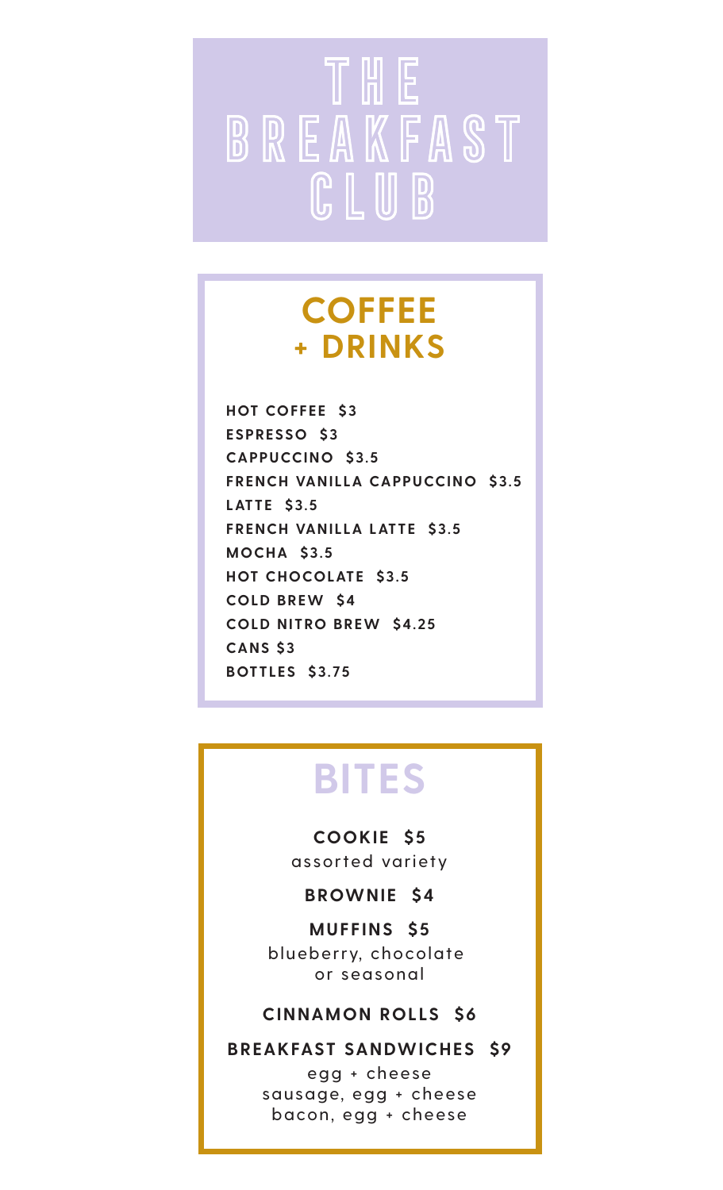# THE BREAKFAST CLUB

## COFFEE + DRINKS

**HOT COFFEE $3**
**ESPRESSO $3**
**CAPPUCCINO $3.5**
**FRENCH VANILLA CAPPUCCINO $3.5**
**LATTE $3.5**
**FRENCH VANILLA LATTE $3.5**
**MOCHA $3.5**
**HOT CHOCOLATE $3.5**
**COLD BREW $4**
**COLD NITRO BREW $4.25**
**CANS $3**
**BOTTLES $3.75**

## BITES

**COOKIE $5**
assorted variety

**BROWNIE $4**

**MUFFINS $5**
blueberry, chocolate or seasonal

**CINNAMON ROLLS $6**

**BREAKFAST SANDWICHES $9**
egg + cheese
sausage, egg + cheese
bacon, egg + cheese